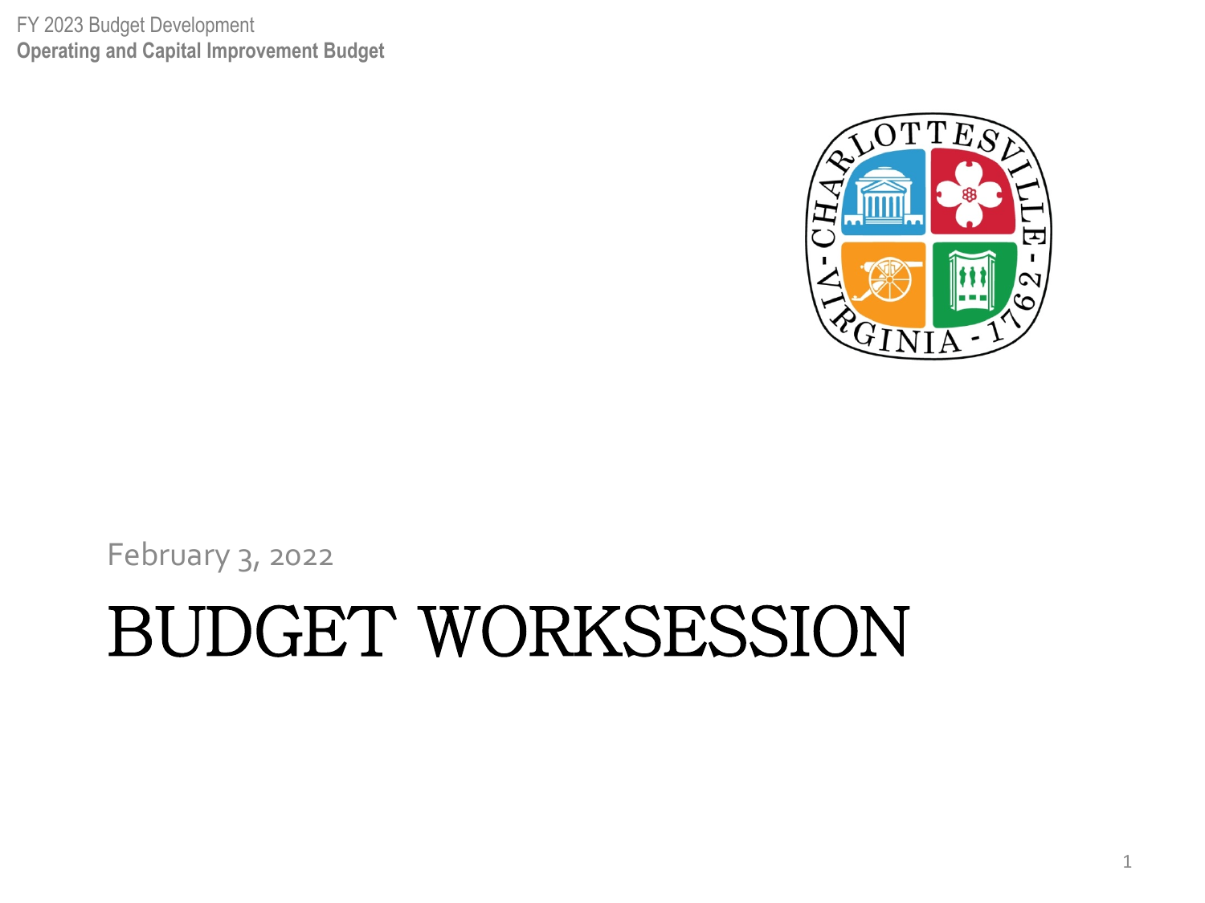FY 2023 Budget Development

**Operating and Capital Improvement Budget**

February 3, 2022

# BUDGET WORKSESSION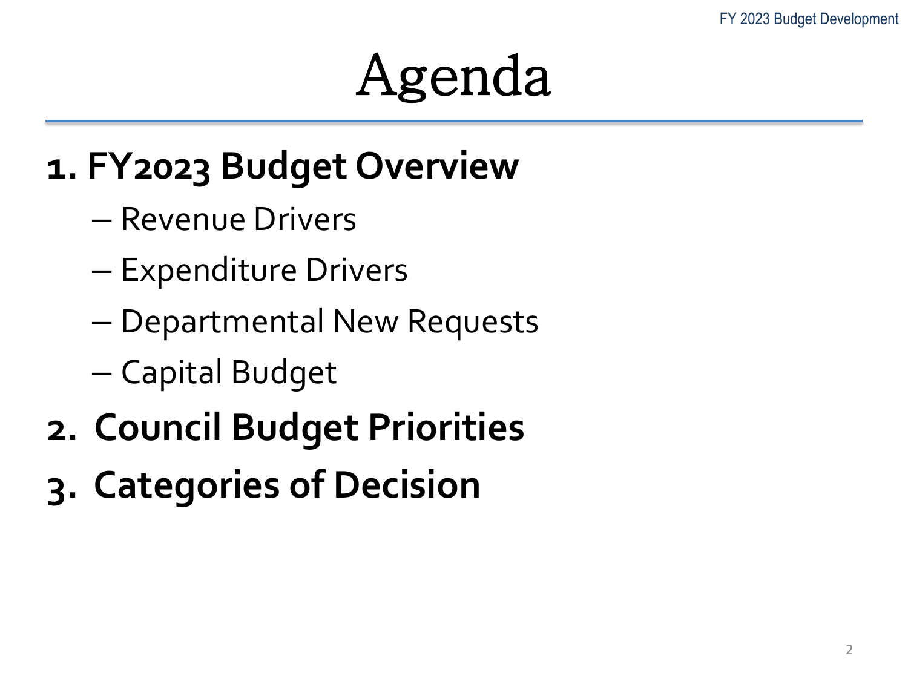# Agenda

1. **FY2023 Budget Overview**
   - Revenue Drivers
   - Expenditure Drivers
   - Departmental New Requests
   - Capital Budget
2. **Council Budget Priorities**
3. **Categories of Decision**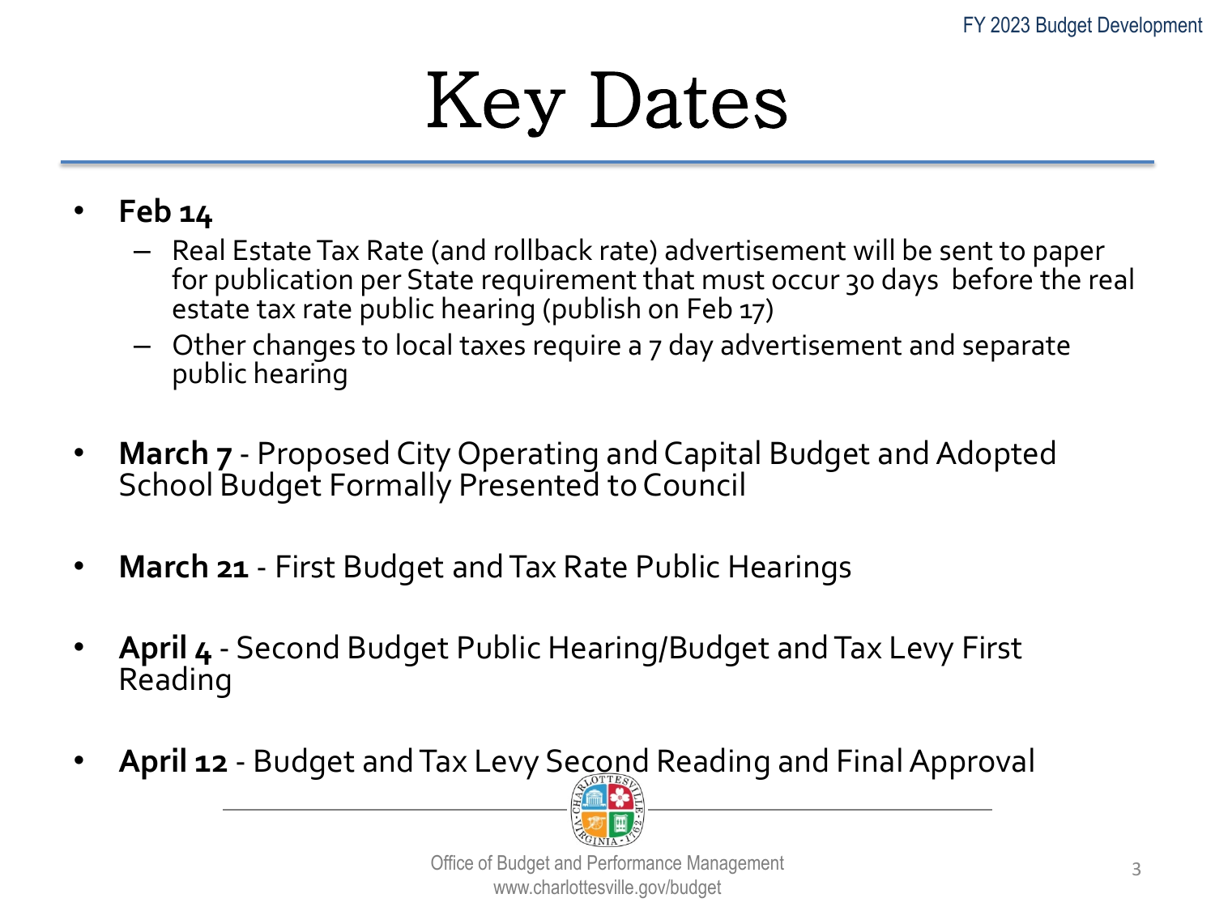# Key Dates

- **Feb 14**
  - Real Estate Tax Rate (and rollback rate) advertisement will be sent to paper for publication per State requirement that must occur 30 days before the real estate tax rate public hearing (publish on Feb 17)
  - Other changes to local taxes require a 7 day advertisement and separate public hearing

- **March 7** - Proposed City Operating and Capital Budget and Adopted School Budget Formally Presented to Council

- **March 21** - First Budget and Tax Rate Public Hearings

- **April 4** - Second Budget Public Hearing/Budget and Tax Levy First Reading

- **April 12** - Budget and Tax Levy Second Reading and Final Approval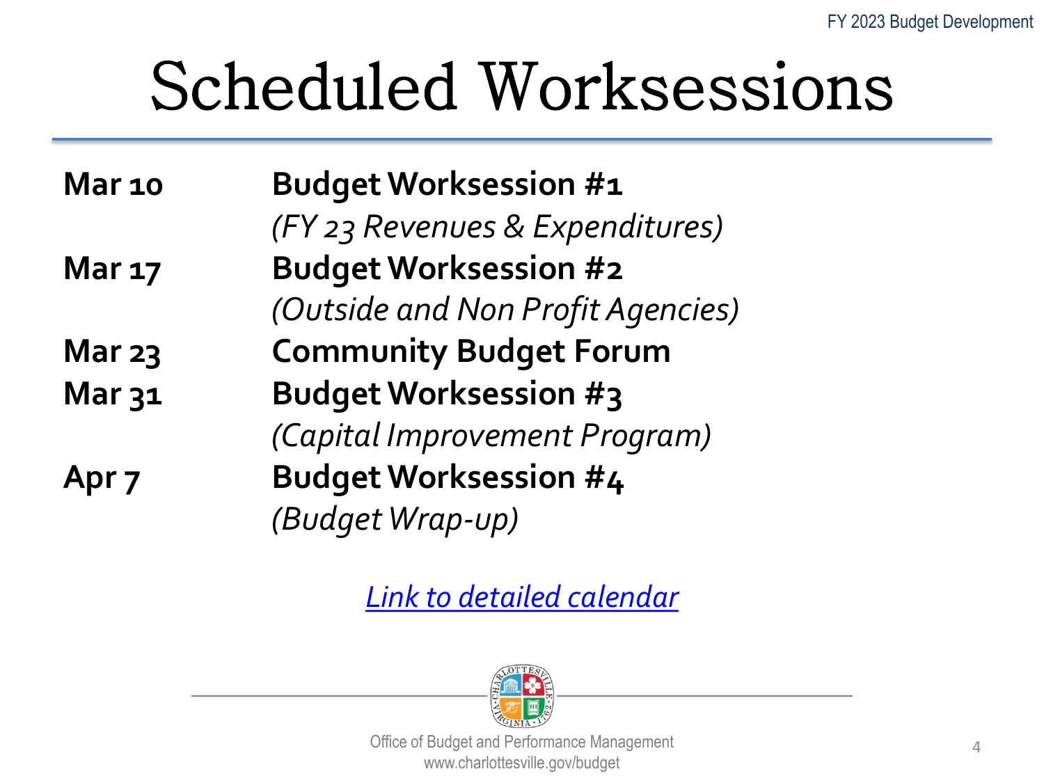# Scheduled Worksessions

| | |
|---|---|
| **Mar 10** | **Budget Worksession #1** *(FY 23 Revenues & Expenditures)* |
| **Mar 17** | **Budget Worksession #2** *(Outside and Non Profit Agencies)* |
| **Mar 23** | **Community Budget Forum** |
| **Mar 31** | **Budget Worksession #3** *(Capital Improvement Program)* |
| **Apr 7** | **Budget Worksession #4** *(Budget Wrap-up)* |

*Link to detailed calendar*

Office of Budget and Performance Management
www.charlottesville.gov/budget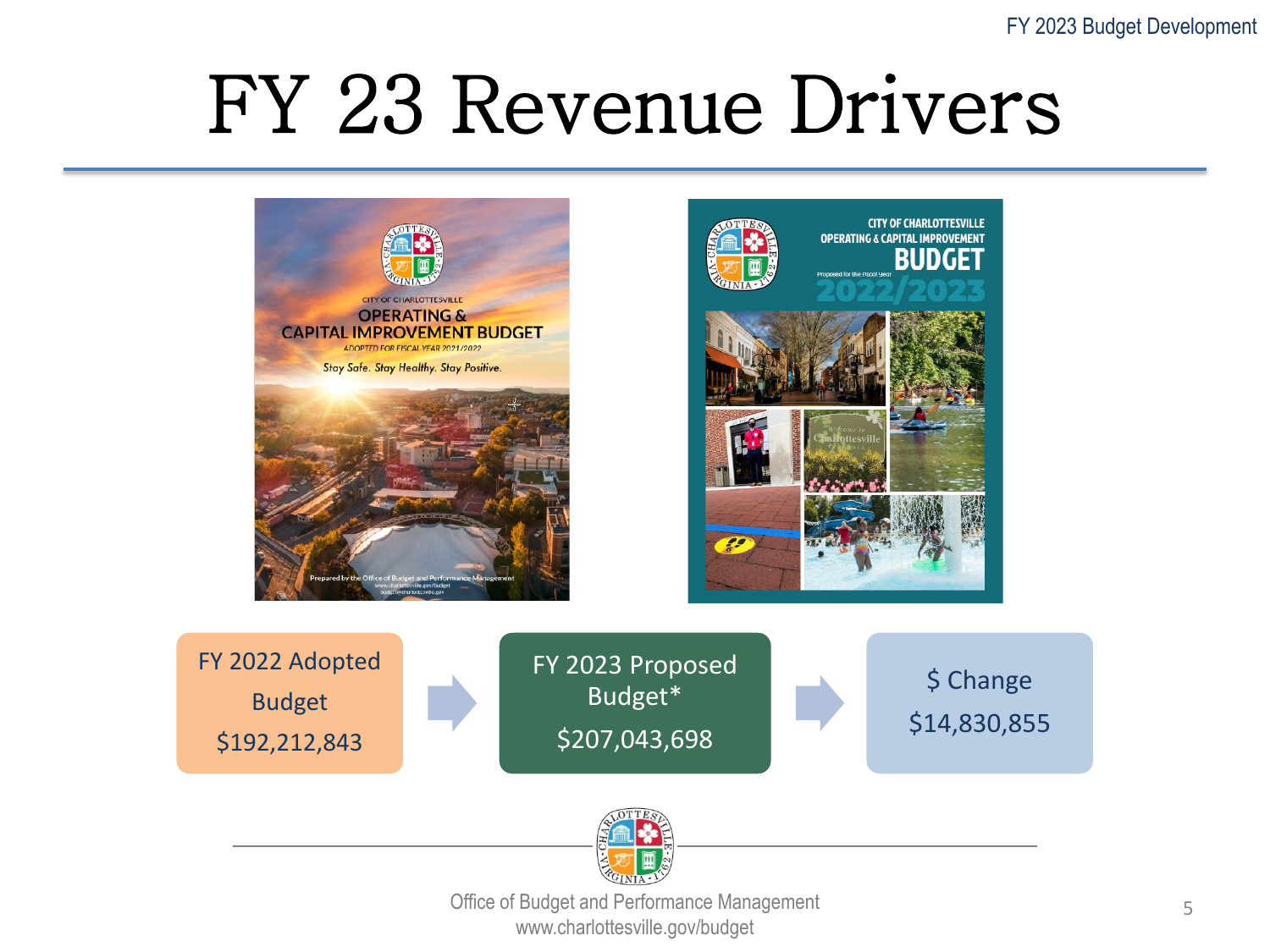# FY 23 Revenue Drivers

FY 2022 Adopted Budget

$192,212,843

FY 2023 Proposed Budget*

$207,043,698

$ Change

$14,830,855

Office of Budget and Performance Management
www.charlottesville.gov/budget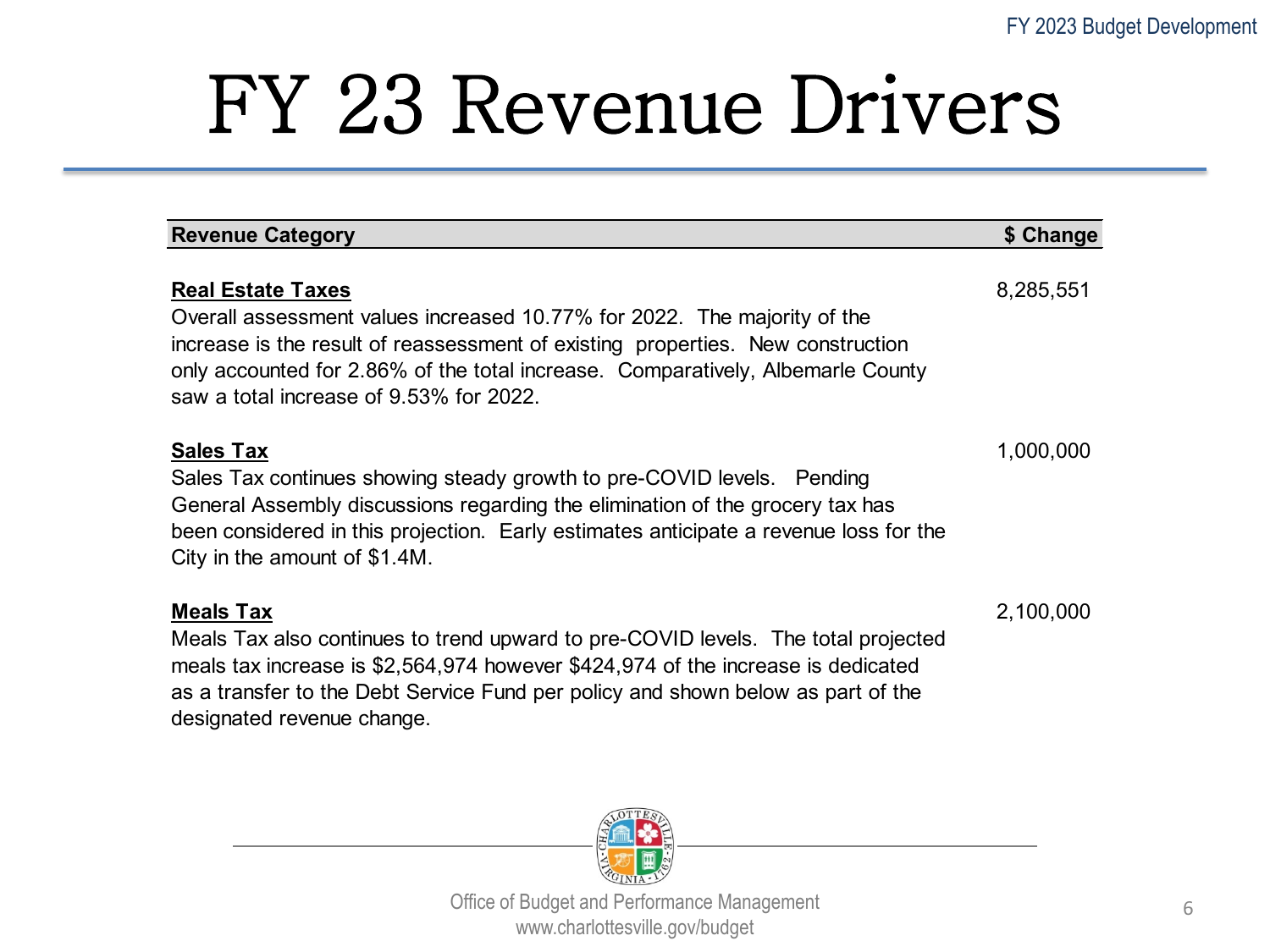# FY 23 Revenue Drivers

| Revenue Category | $ Change |
|---|---|
| **Real Estate Taxes**<br>Overall assessment values increased 10.77% for 2022. The majority of the increase is the result of reassessment of existing properties. New construction only accounted for 2.86% of the total increase. Comparatively, Albemarle County saw a total increase of 9.53% for 2022. | 8,285,551 |
| **Sales Tax**<br>Sales Tax continues showing steady growth to pre-COVID levels. Pending General Assembly discussions regarding the elimination of the grocery tax has been considered in this projection. Early estimates anticipate a revenue loss for the City in the amount of $1.4M. | 1,000,000 |
| **Meals Tax**<br>Meals Tax also continues to trend upward to pre-COVID levels. The total projected meals tax increase is $2,564,974 however $424,974 of the increase is dedicated as a transfer to the Debt Service Fund per policy and shown below as part of the designated revenue change. | 2,100,000 |

Office of Budget and Performance Management
www.charlottesville.gov/budget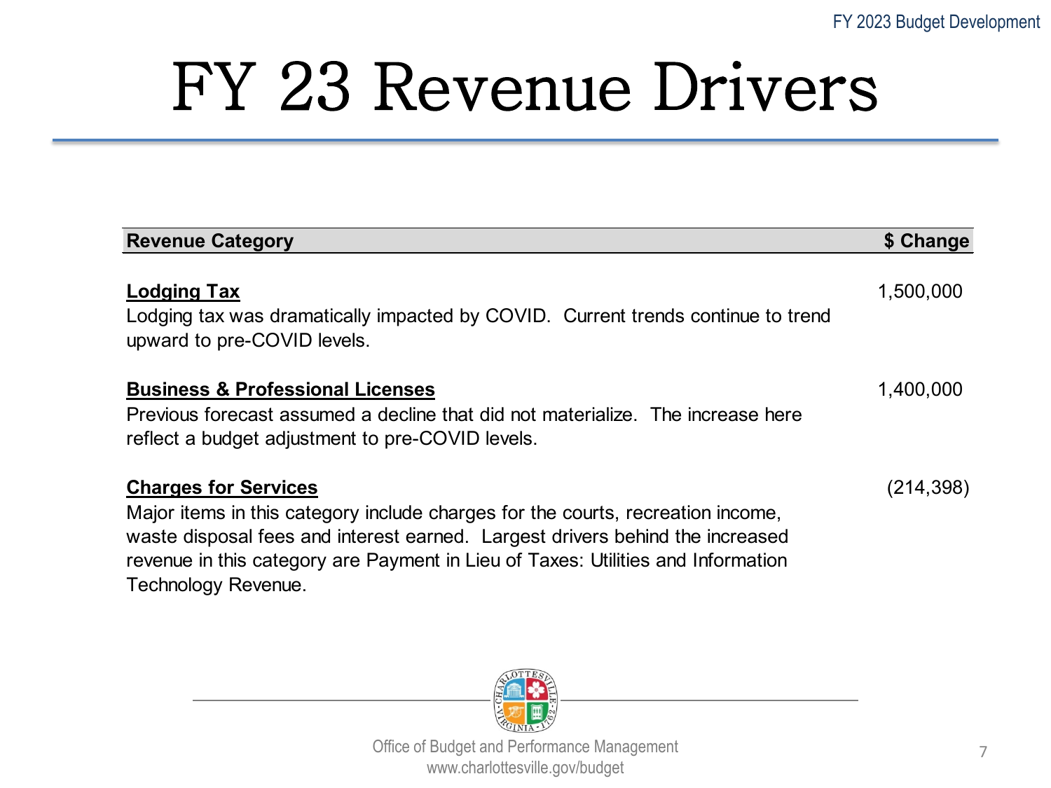# FY 23 Revenue Drivers

| Revenue Category | $ Change |
|---|---|
| **Lodging Tax**<br>Lodging tax was dramatically impacted by COVID. Current trends continue to trend upward to pre-COVID levels. | 1,500,000 |
| **Business & Professional Licenses**<br>Previous forecast assumed a decline that did not materialize. The increase here reflect a budget adjustment to pre-COVID levels. | 1,400,000 |
| **Charges for Services**<br>Major items in this category include charges for the courts, recreation income, waste disposal fees and interest earned. Largest drivers behind the increased revenue in this category are Payment in Lieu of Taxes: Utilities and Information Technology Revenue. | (214,398) |

Office of Budget and Performance Management
www.charlottesville.gov/budget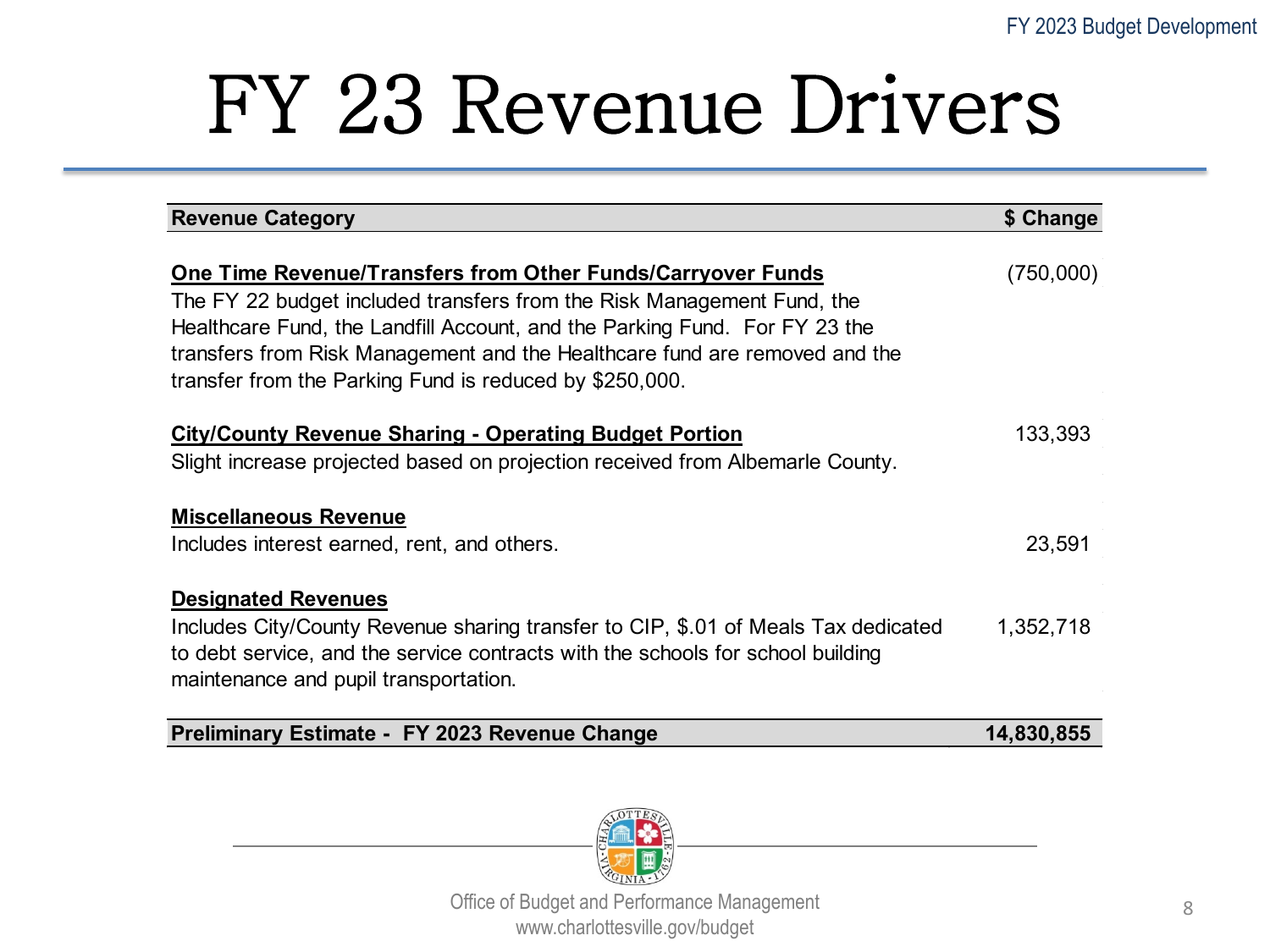# FY 23 Revenue Drivers

| Revenue Category | $ Change |
|---|---|
| **One Time Revenue/Transfers from Other Funds/Carryover Funds**<br>The FY 22 budget included transfers from the Risk Management Fund, the Healthcare Fund, the Landfill Account, and the Parking Fund. For FY 23 the transfers from Risk Management and the Healthcare fund are removed and the transfer from the Parking Fund is reduced by $250,000. | (750,000) |
| **City/County Revenue Sharing - Operating Budget Portion**<br>Slight increase projected based on projection received from Albemarle County. | 133,393 |
| **Miscellaneous Revenue**<br>Includes interest earned, rent, and others. | 23,591 |
| **Designated Revenues**<br>Includes City/County Revenue sharing transfer to CIP, $.01 of Meals Tax dedicated to debt service, and the service contracts with the schools for school building maintenance and pupil transportation. | 1,352,718 |
| **Preliminary Estimate - FY 2023 Revenue Change** | **14,830,855** |

Office of Budget and Performance Management
www.charlottesville.gov/budget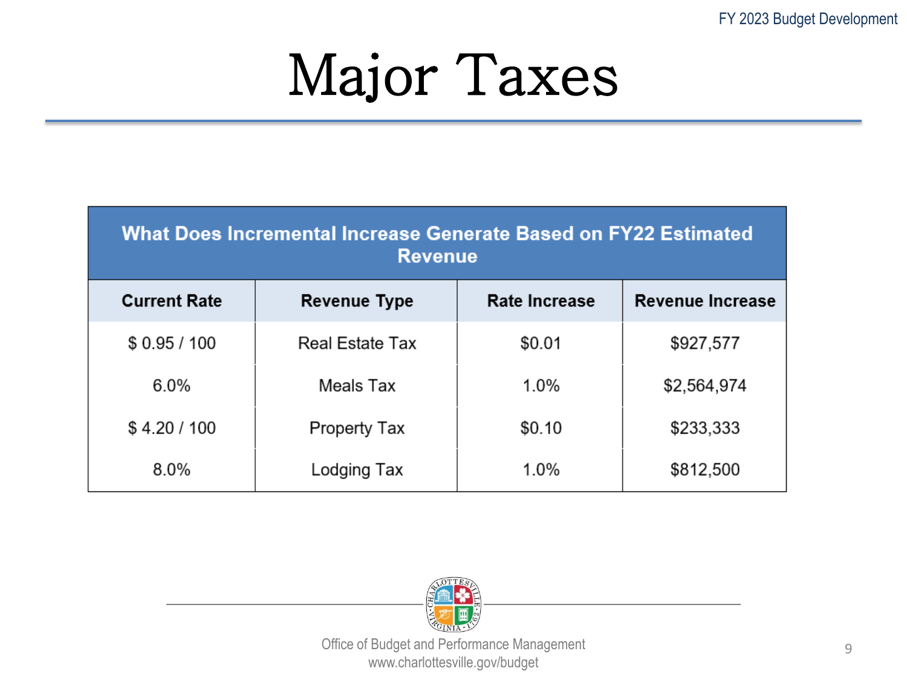# Major Taxes

| What Does Incremental Increase Generate Based on FY22 Estimated Revenue | | | |
|---|---|---|---|
| **Current Rate** | **Revenue Type** | **Rate Increase** | **Revenue Increase** |
| $ 0.95 / 100 | Real Estate Tax | $0.01 | $927,577 |
| 6.0% | Meals Tax | 1.0% | $2,564,974 |
| $ 4.20 / 100 | Property Tax | $0.10 | $233,333 |
| 8.0% | Lodging Tax | 1.0% | $812,500 |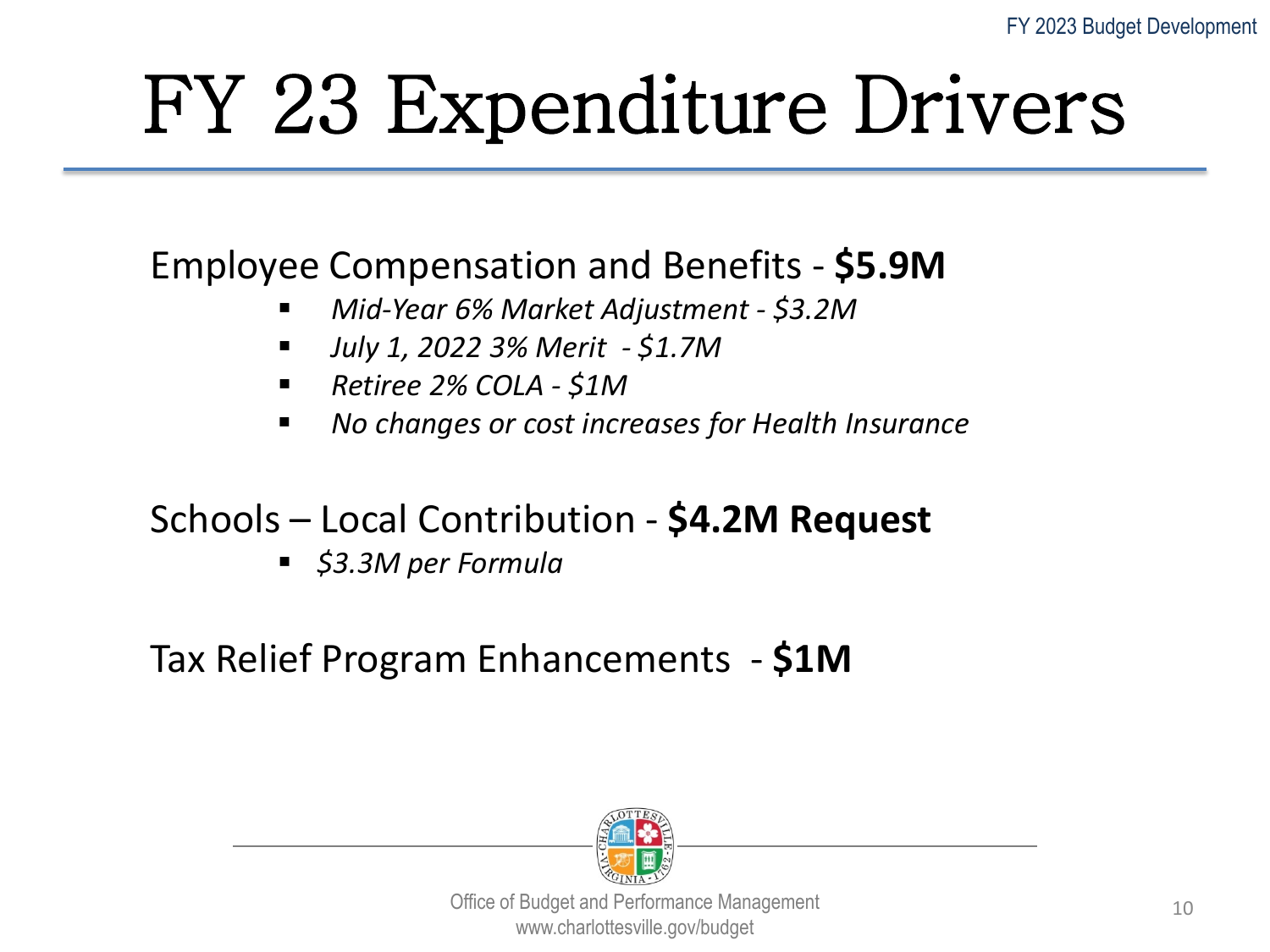# FY 23 Expenditure Drivers

Employee Compensation and Benefits - **$5.9M**

- *Mid-Year 6% Market Adjustment - $3.2M*
- *July 1, 2022 3% Merit - $1.7M*
- *Retiree 2% COLA - $1M*
- *No changes or cost increases for Health Insurance*

Schools – Local Contribution - **$4.2M Request**

- *$3.3M per Formula*

Tax Relief Program Enhancements - **$1M**

Office of Budget and Performance Management
www.charlottesville.gov/budget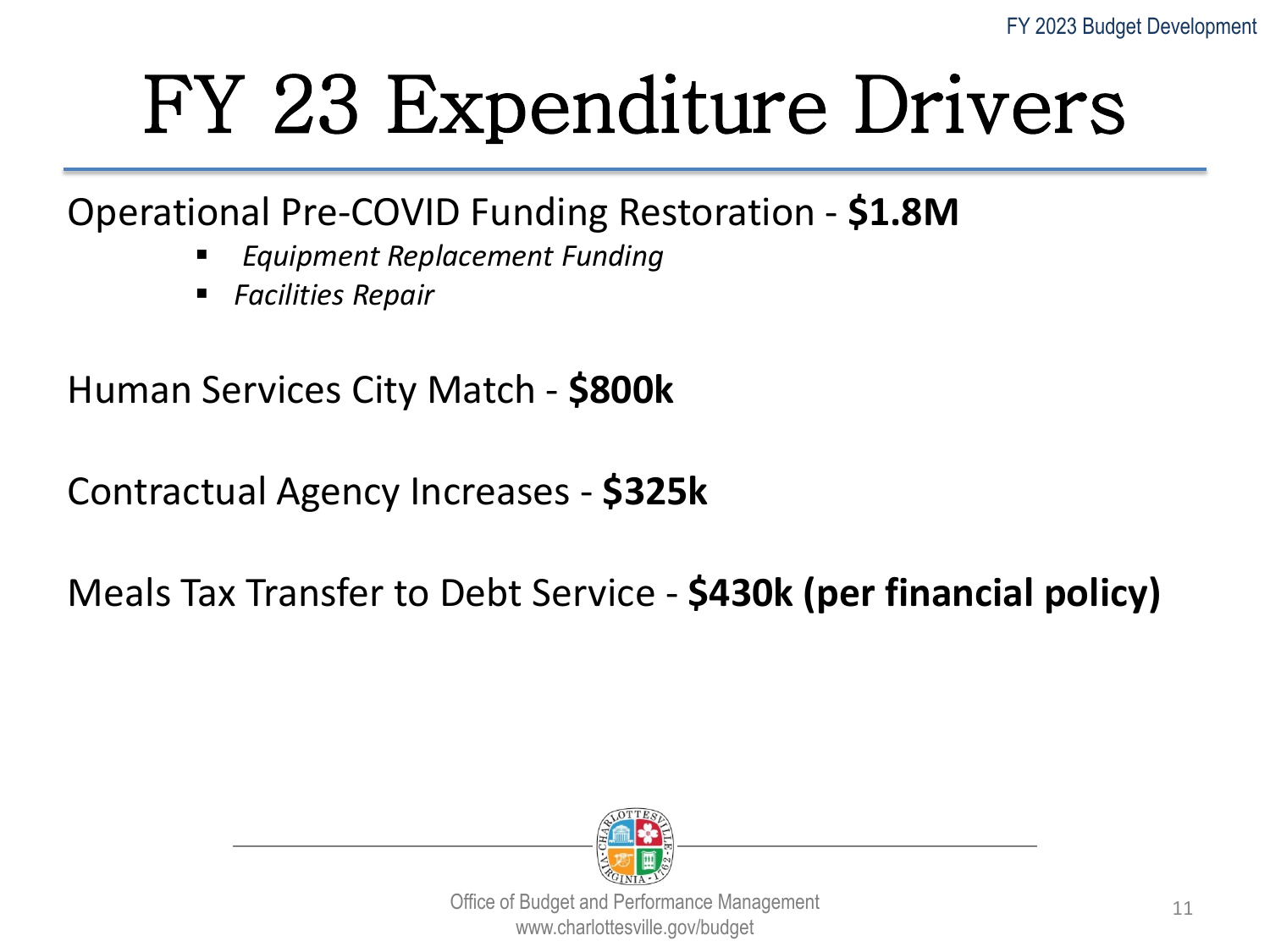# FY 23 Expenditure Drivers

Operational Pre-COVID Funding Restoration - **$1.8M**

- *Equipment Replacement Funding*
- *Facilities Repair*

Human Services City Match - **$800k**

Contractual Agency Increases - **$325k**

Meals Tax Transfer to Debt Service - **$430k (per financial policy)**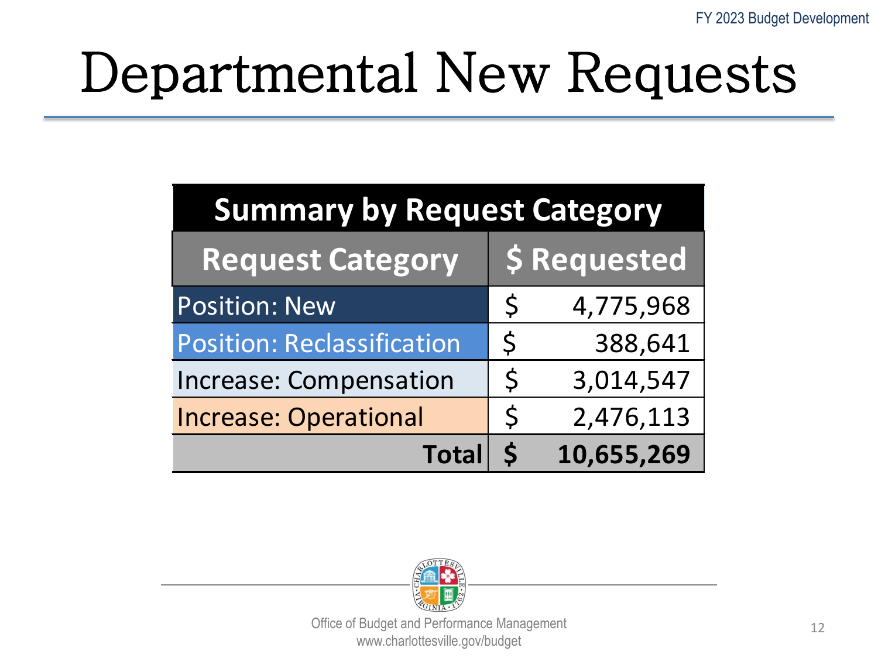# Departmental New Requests

| Summary by Request Category | |
|---|---|
| **Request Category** | **$ Requested** |
| Position: New | $ 4,775,968 |
| Position: Reclassification | $ 388,641 |
| Increase: Compensation | $ 3,014,547 |
| Increase: Operational | $ 2,476,113 |
| **Total** | **$ 10,655,269** |

Office of Budget and Performance Management
www.charlottesville.gov/budget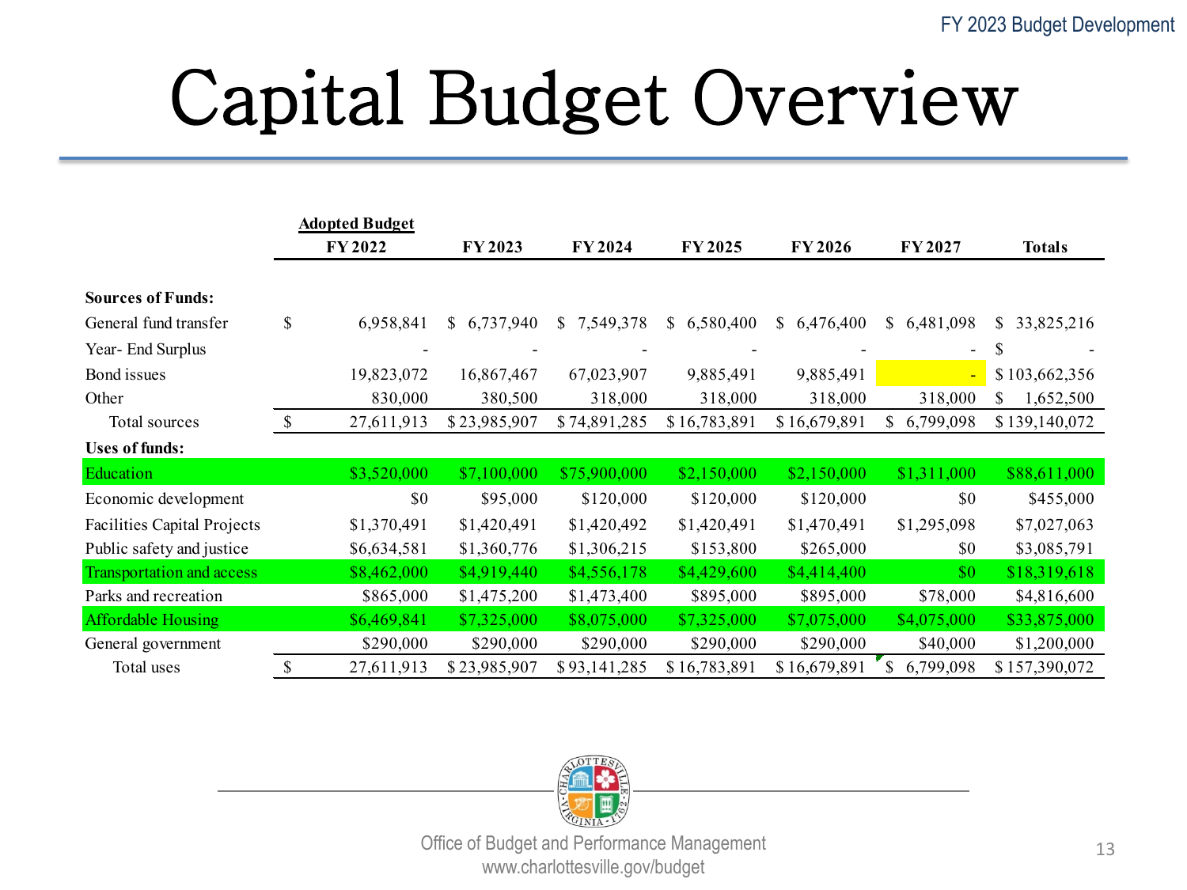# Capital Budget Overview

| | Adopted Budget FY 2022 | FY 2023 | FY 2024 | FY 2025 | FY 2026 | FY 2027 | Totals |
|---|---|---|---|---|---|---|---|
| **Sources of Funds:** | | | | | | | |
| General fund transfer | $ 6,958,841 | $ 6,737,940 | $ 7,549,378 | $ 6,580,400 | $ 6,476,400 | $ 6,481,098 | $ 33,825,216 |
| Year- End Surplus | - | - | - | - | - | - | $ - |
| Bond issues | 19,823,072 | 16,867,467 | 67,023,907 | 9,885,491 | 9,885,491 | - | $ 103,662,356 |
| Other | 830,000 | 380,500 | 318,000 | 318,000 | 318,000 | 318,000 | $ 1,652,500 |
| Total sources | $ 27,611,913 | $ 23,985,907 | $ 74,891,285 | $ 16,783,891 | $ 16,679,891 | $ 6,799,098 | $ 139,140,072 |
| **Uses of funds:** | | | | | | | |
| Education | $3,520,000 | $7,100,000 | $75,900,000 | $2,150,000 | $2,150,000 | $1,311,000 | $88,611,000 |
| Economic development | $0 | $95,000 | $120,000 | $120,000 | $120,000 | $0 | $455,000 |
| Facilities Capital Projects | $1,370,491 | $1,420,491 | $1,420,492 | $1,420,491 | $1,470,491 | $1,295,098 | $7,027,063 |
| Public safety and justice | $6,634,581 | $1,360,776 | $1,306,215 | $153,800 | $265,000 | $0 | $3,085,791 |
| Transportation and access | $8,462,000 | $4,919,440 | $4,556,178 | $4,429,600 | $4,414,400 | $0 | $18,319,618 |
| Parks and recreation | $865,000 | $1,475,200 | $1,473,400 | $895,000 | $895,000 | $78,000 | $4,816,600 |
| Affordable Housing | $6,469,841 | $7,325,000 | $8,075,000 | $7,325,000 | $7,075,000 | $4,075,000 | $33,875,000 |
| General government | $290,000 | $290,000 | $290,000 | $290,000 | $290,000 | $40,000 | $1,200,000 |
| Total uses | $ 27,611,913 | $ 23,985,907 | $ 93,141,285 | $ 16,783,891 | $ 16,679,891 | $ 6,799,098 | $ 157,390,072 |

Office of Budget and Performance Management
www.charlottesville.gov/budget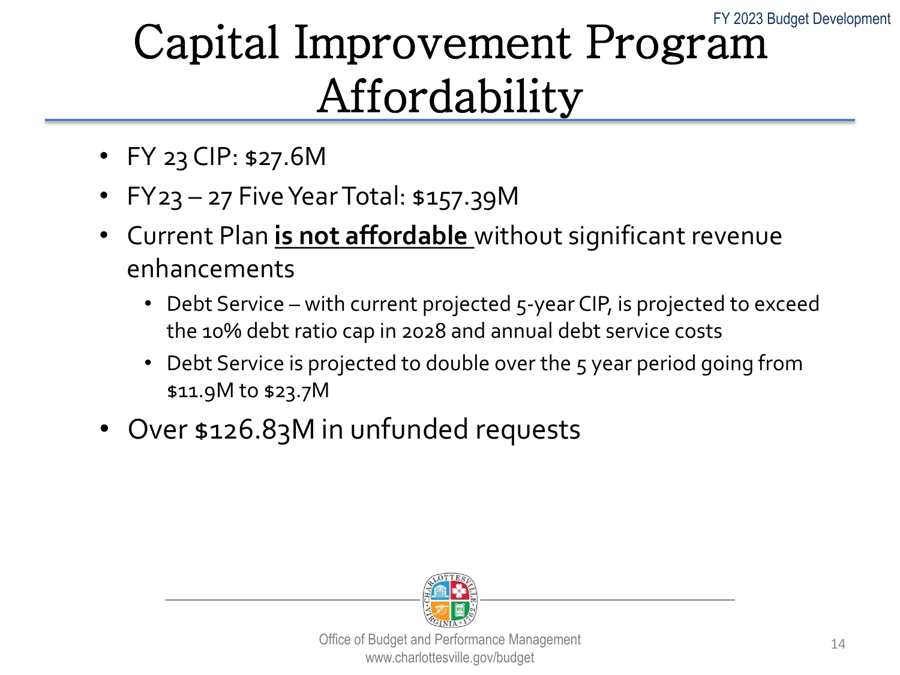# Capital Improvement Program Affordability

- FY 23 CIP: $27.6M
- FY23 – 27 Five Year Total: $157.39M
- Current Plan **<u>is not affordable</u>** without significant revenue enhancements
  - Debt Service – with current projected 5-year CIP, is projected to exceed the 10% debt ratio cap in 2028 and annual debt service costs
  - Debt Service is projected to double over the 5 year period going from $11.9M to $23.7M
- Over $126.83M in unfunded requests

Office of Budget and Performance Management
www.charlottesville.gov/budget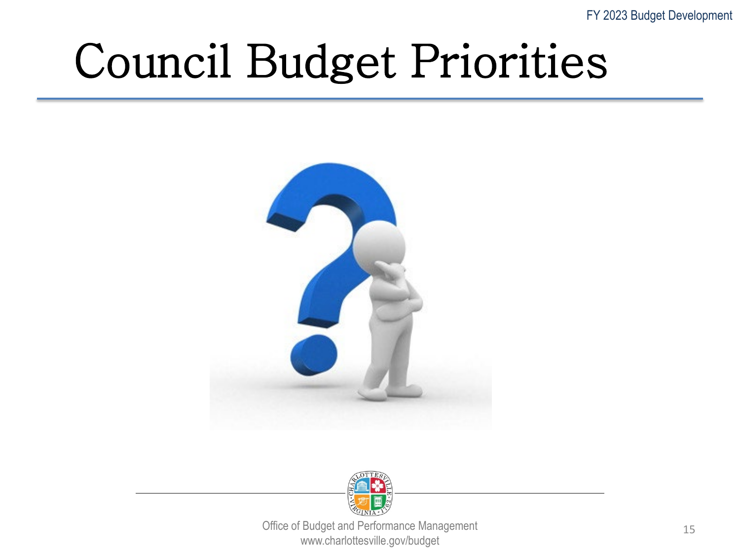# Council Budget Priorities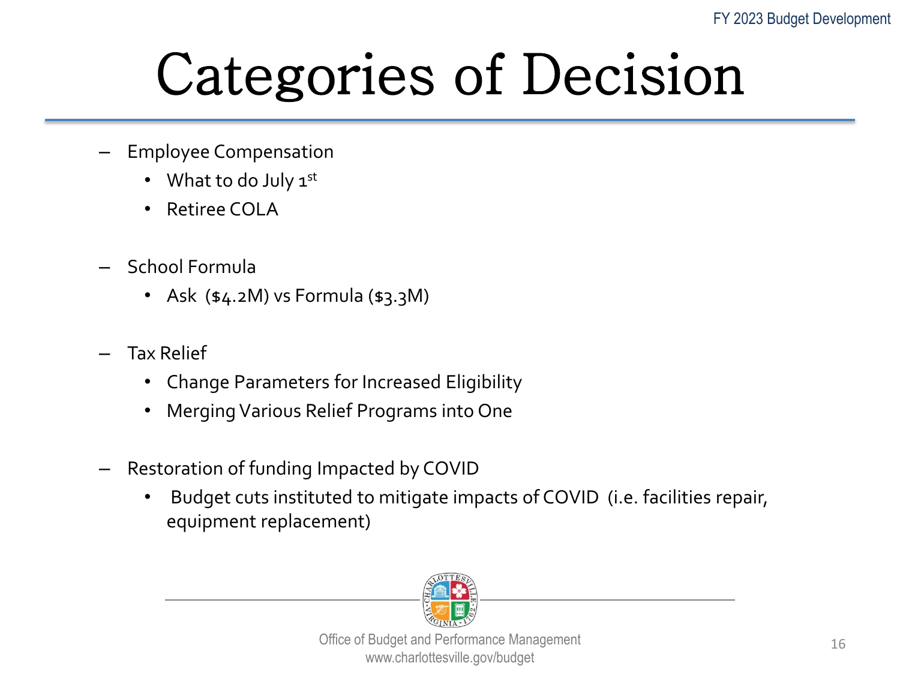# Categories of Decision

- Employee Compensation
  - What to do July 1st
  - Retiree COLA

- School Formula
  - Ask ($4.2M) vs Formula ($3.3M)

- Tax Relief
  - Change Parameters for Increased Eligibility
  - Merging Various Relief Programs into One

- Restoration of funding Impacted by COVID
  - Budget cuts instituted to mitigate impacts of COVID (i.e. facilities repair, equipment replacement)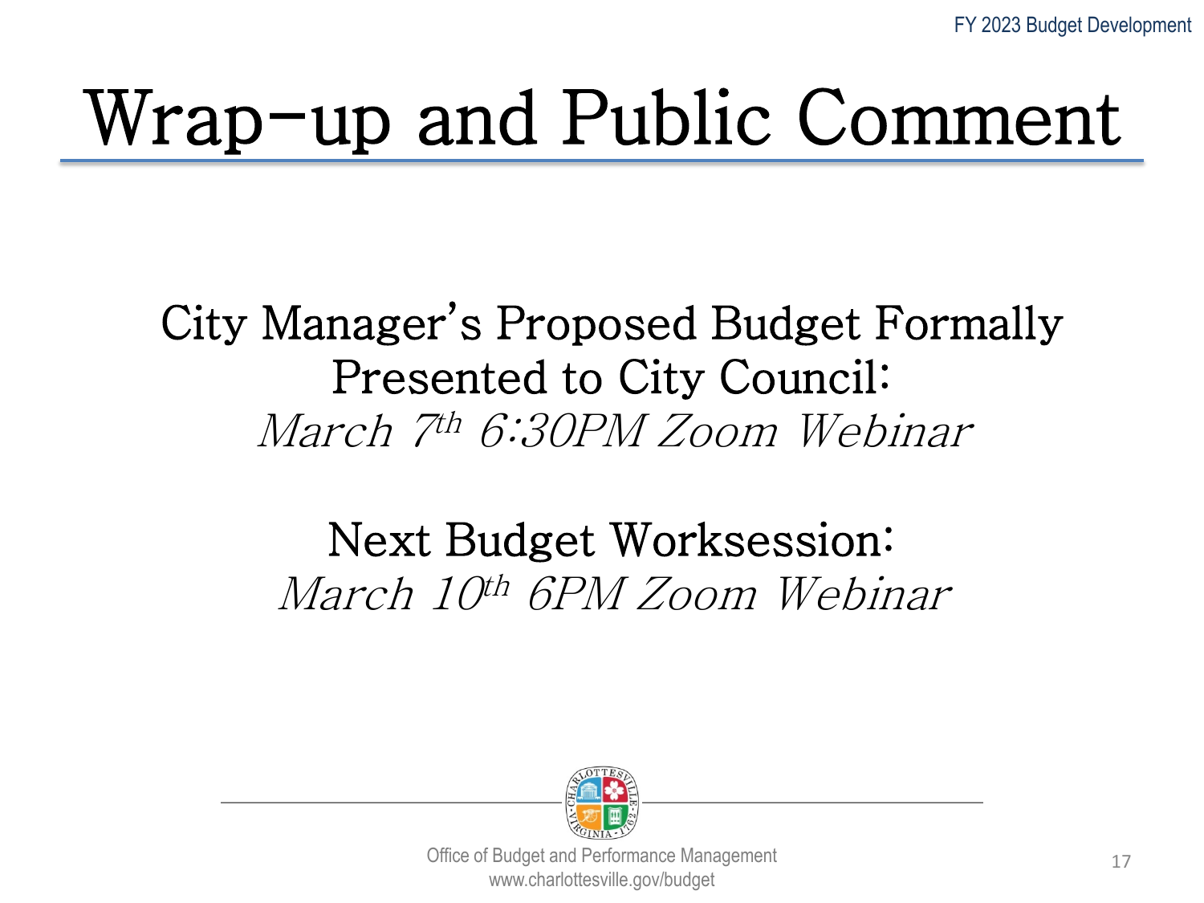# Wrap-up and Public Comment

City Manager's Proposed Budget Formally Presented to City Council:

*March 7th 6:30PM Zoom Webinar*

Next Budget Worksession:

*March 10th 6PM Zoom Webinar*

Office of Budget and Performance Management
www.charlottesville.gov/budget